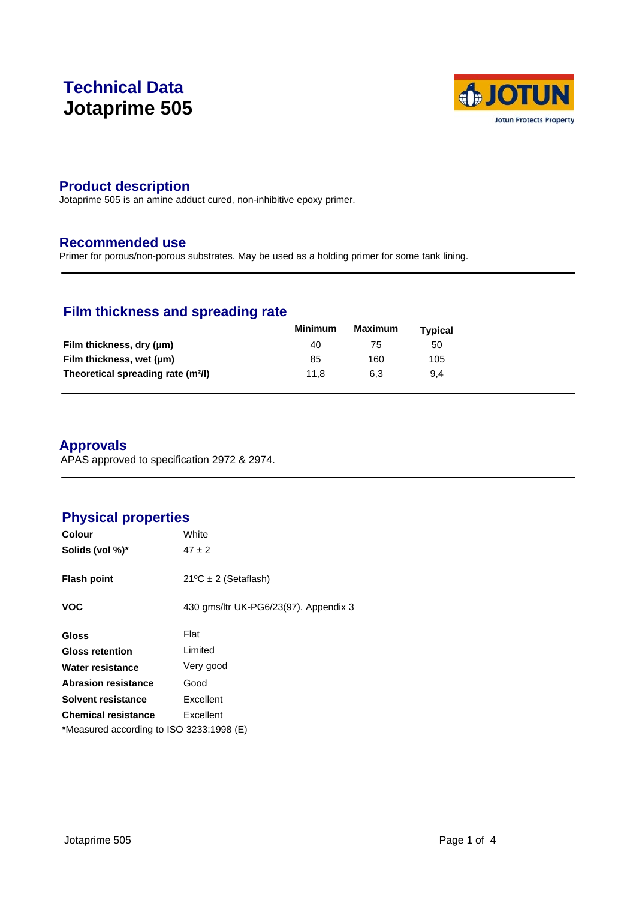# Technical Data
# Jotaprime 505

## Product description

Jotaprime 505 is an amine adduct cured, non-inhibitive epoxy primer.

## Recommended use

Primer for porous/non-porous substrates. May be used as a holding primer for some tank lining.

## Film thickness and spreading rate

| | Minimum | Maximum | Typical |
|---|---|---|---|
| **Film thickness, dry (µm)** | 40 | 75 | 50 |
| **Film thickness, wet (µm)** | 85 | 160 | 105 |
| **Theoretical spreading rate ($m^2/l$)** | 11,8 | 6,3 | 9,4 |

## Approvals

APAS approved to specification 2972 & 2974.

## Physical properties

| | |
|---|---|
| **Colour** | White |
| **Solids (vol %)*** | 47 ± 2 |
| **Flash point** | 21ºC ± 2 (Setaflash) |
| **VOC** | 430 gms/ltr UK-PG6/23(97). Appendix 3 |
| **Gloss** | Flat |
| **Gloss retention** | Limited |
| **Water resistance** | Very good |
| **Abrasion resistance** | Good |
| **Solvent resistance** | Excellent |
| **Chemical resistance** | Excellent |

*Measured according to ISO 3233:1998 (E)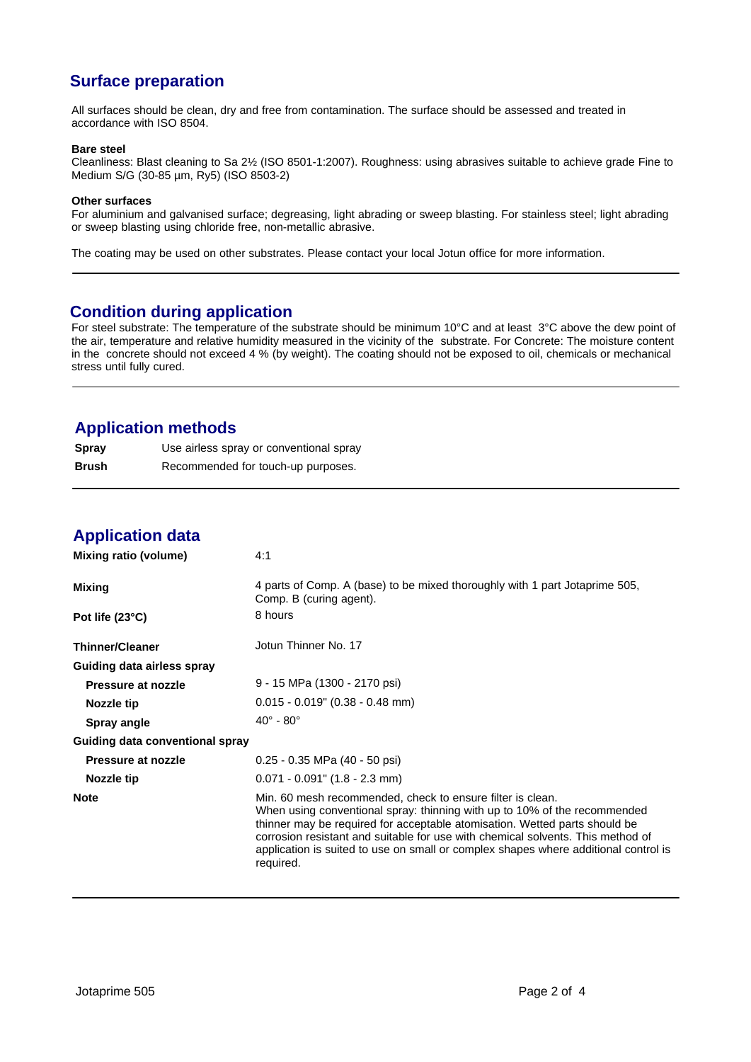## Surface preparation

All surfaces should be clean, dry and free from contamination. The surface should be assessed and treated in accordance with ISO 8504.

**Bare steel**
Cleanliness: Blast cleaning to Sa 2½ (ISO 8501-1:2007). Roughness: using abrasives suitable to achieve grade Fine to Medium S/G (30-85 µm, Ry5) (ISO 8503-2)

**Other surfaces**
For aluminium and galvanised surface; degreasing, light abrading or sweep blasting. For stainless steel; light abrading or sweep blasting using chloride free, non-metallic abrasive.

The coating may be used on other substrates. Please contact your local Jotun office for more information.

## Condition during application

For steel substrate: The temperature of the substrate should be minimum 10°C and at least 3°C above the dew point of the air, temperature and relative humidity measured in the vicinity of the substrate. For Concrete: The moisture content in the concrete should not exceed 4 % (by weight). The coating should not be exposed to oil, chemicals or mechanical stress until fully cured.

## Application methods

| | |
|---|---|
| **Spray** | Use airless spray or conventional spray |
| **Brush** | Recommended for touch-up purposes. |

## Application data

| | |
|---|---|
| **Mixing ratio (volume)** | 4:1 |
| **Mixing** | 4 parts of Comp. A (base) to be mixed thoroughly with 1 part Jotaprime 505, Comp. B (curing agent). |
| **Pot life (23°C)** | 8 hours |
| **Thinner/Cleaner** | Jotun Thinner No. 17 |
| **Guiding data airless spray** | |
| **Pressure at nozzle** | 9 - 15 MPa (1300 - 2170 psi) |
| **Nozzle tip** | 0.015 - 0.019" (0.38 - 0.48 mm) |
| **Spray angle** | 40° - 80° |
| **Guiding data conventional spray** | |
| **Pressure at nozzle** | 0.25 - 0.35 MPa (40 - 50 psi) |
| **Nozzle tip** | 0.071 - 0.091" (1.8 - 2.3 mm) |
| **Note** | Min. 60 mesh recommended, check to ensure filter is clean. When using conventional spray: thinning with up to 10% of the recommended thinner may be required for acceptable atomisation. Wetted parts should be corrosion resistant and suitable for use with chemical solvents. This method of application is suited to use on small or complex shapes where additional control is required. |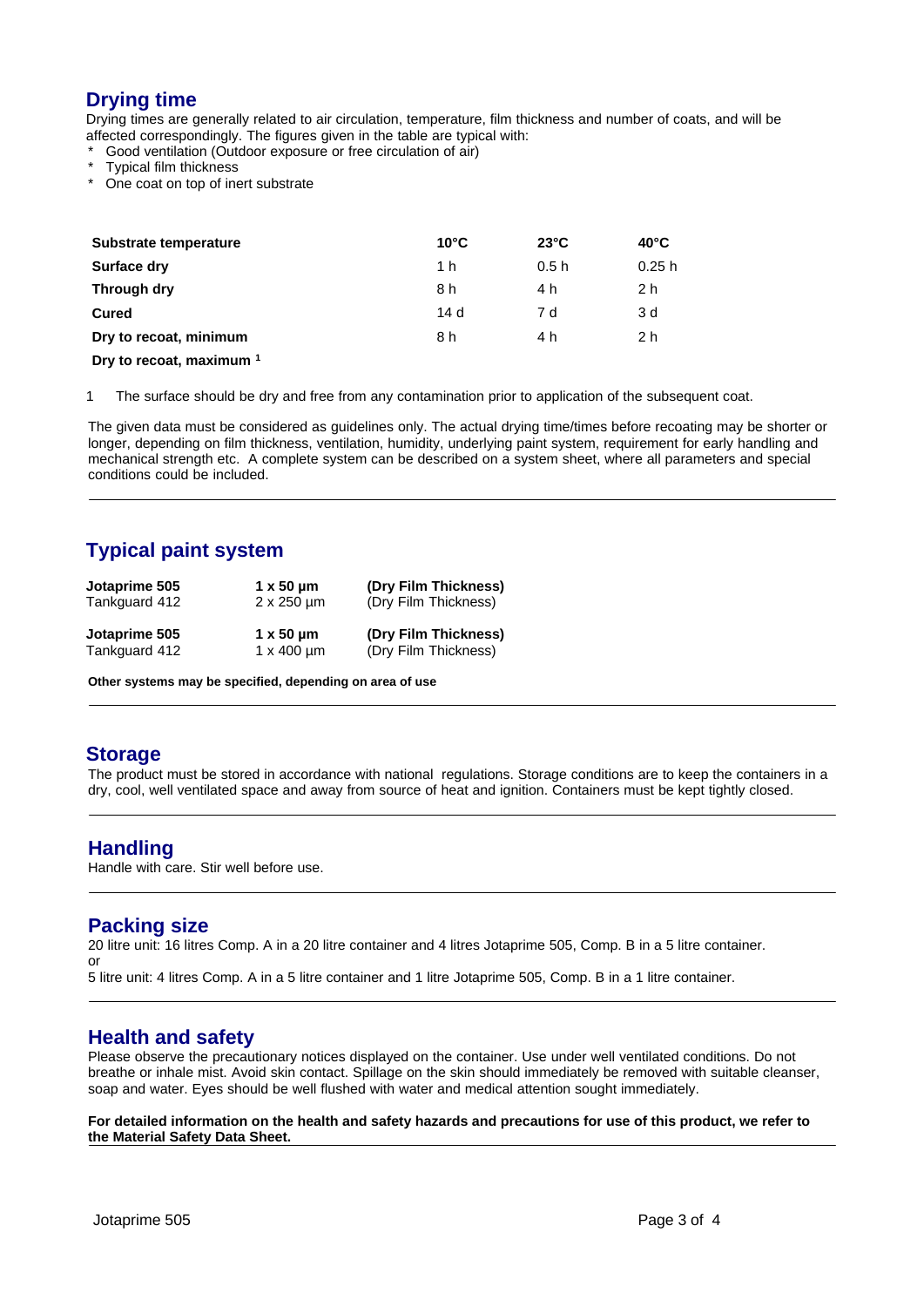## Drying time

Drying times are generally related to air circulation, temperature, film thickness and number of coats, and will be affected correspondingly. The figures given in the table are typical with:

* Good ventilation (Outdoor exposure or free circulation of air)
* Typical film thickness
* One coat on top of inert substrate

| Substrate temperature | 10°C | 23°C | 40°C |
|---|---|---|---|
| **Surface dry** | 1 h | 0.5 h | 0.25 h |
| **Through dry** | 8 h | 4 h | 2 h |
| **Cured** | 14 d | 7 d | 3 d |
| **Dry to recoat, minimum** | 8 h | 4 h | 2 h |
| **Dry to recoat, maximum** [1] | | | |

1 The surface should be dry and free from any contamination prior to application of the subsequent coat.

The given data must be considered as guidelines only. The actual drying time/times before recoating may be shorter or longer, depending on film thickness, ventilation, humidity, underlying paint system, requirement for early handling and mechanical strength etc. A complete system can be described on a system sheet, where all parameters and special conditions could be included.

## Typical paint system

| | | |
|---|---|---|
| **Jotaprime 505** | **1 x 50 µm** | **(Dry Film Thickness)** |
| Tankguard 412 | 2 x 250 µm | (Dry Film Thickness) |
| **Jotaprime 505** | **1 x 50 µm** | **(Dry Film Thickness)** |
| Tankguard 412 | 1 x 400 µm | (Dry Film Thickness) |

**Other systems may be specified, depending on area of use**

## Storage

The product must be stored in accordance with national regulations. Storage conditions are to keep the containers in a dry, cool, well ventilated space and away from source of heat and ignition. Containers must be kept tightly closed.

## Handling

Handle with care. Stir well before use.

## Packing size

20 litre unit: 16 litres Comp. A in a 20 litre container and 4 litres Jotaprime 505, Comp. B in a 5 litre container.
or
5 litre unit: 4 litres Comp. A in a 5 litre container and 1 litre Jotaprime 505, Comp. B in a 1 litre container.

## Health and safety

Please observe the precautionary notices displayed on the container. Use under well ventilated conditions. Do not breathe or inhale mist. Avoid skin contact. Spillage on the skin should immediately be removed with suitable cleanser, soap and water. Eyes should be well flushed with water and medical attention sought immediately.

**For detailed information on the health and safety hazards and precautions for use of this product, we refer to the Material Safety Data Sheet.**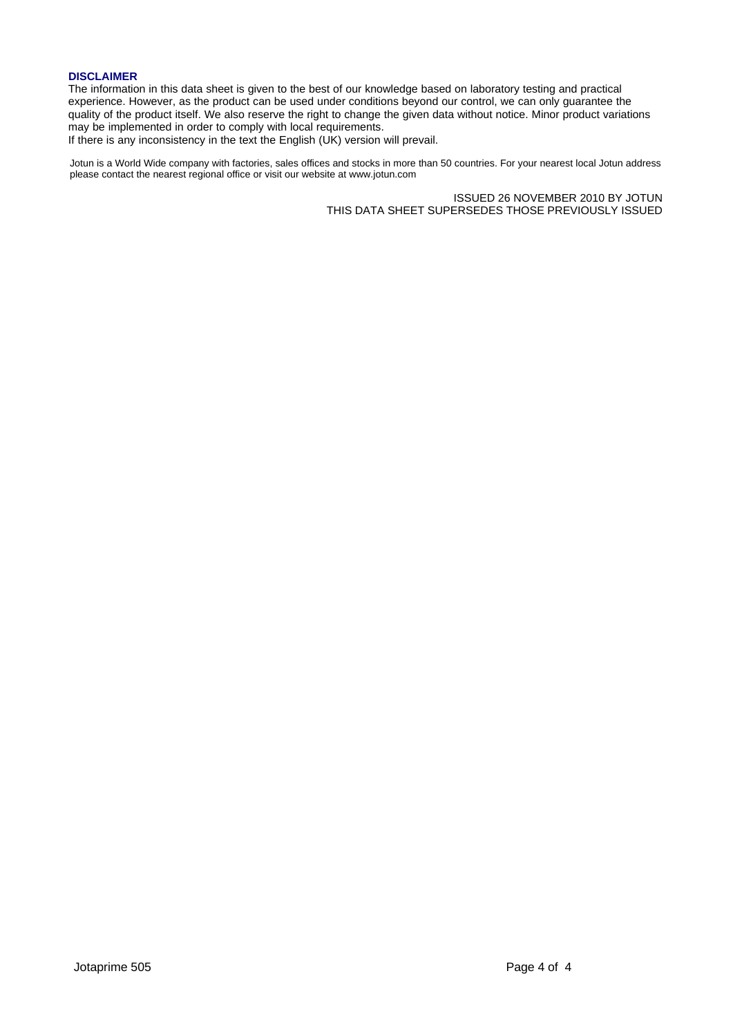## DISCLAIMER

The information in this data sheet is given to the best of our knowledge based on laboratory testing and practical experience. However, as the product can be used under conditions beyond our control, we can only guarantee the quality of the product itself. We also reserve the right to change the given data without notice. Minor product variations may be implemented in order to comply with local requirements.

If there is any inconsistency in the text the English (UK) version will prevail.

Jotun is a World Wide company with factories, sales offices and stocks in more than 50 countries. For your nearest local Jotun address please contact the nearest regional office or visit our website at www.jotun.com

ISSUED 26 NOVEMBER 2010 BY JOTUN
THIS DATA SHEET SUPERSEDES THOSE PREVIOUSLY ISSUED